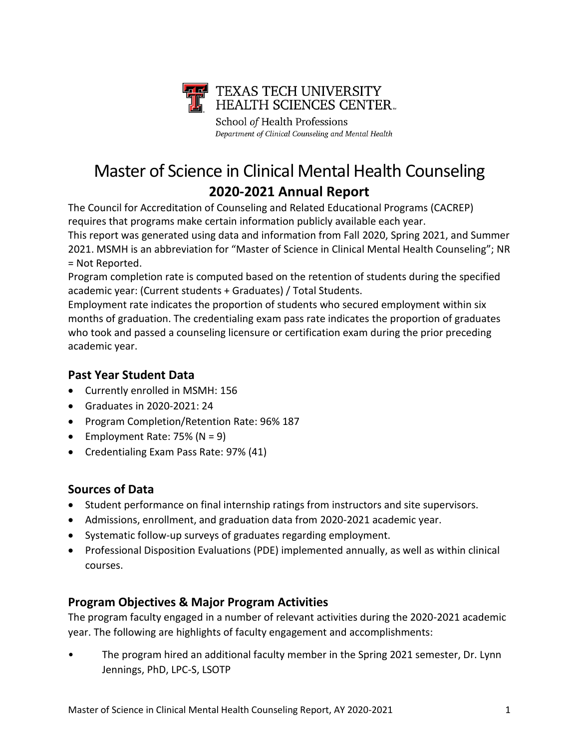TEXAS TECH UNIVERSITY HEALTH SCIENCES CENTER

School *of* Health Professions

*Department of Clinical Counseling and Mental Health*

# Master of Science in Clinical Mental Health Counseling

## 2020-2021 Annual Report

The Council for Accreditation of Counseling and Related Educational Programs (CACREP) requires that programs make certain information publicly available each year.

This report was generated using data and information from Fall 2020, Spring 2021, and Summer 2021. MSMH is an abbreviation for "Master of Science in Clinical Mental Health Counseling"; NR = Not Reported.

Program completion rate is computed based on the retention of students during the specified academic year: (Current students + Graduates) / Total Students.

Employment rate indicates the proportion of students who secured employment within six months of graduation. The credentialing exam pass rate indicates the proportion of graduates who took and passed a counseling licensure or certification exam during the prior preceding academic year.

### Past Year Student Data

- Currently enrolled in MSMH: 156
- Graduates in 2020-2021: 24
- Program Completion/Retention Rate: 96% 187
- Employment Rate: 75% (N = 9)
- Credentialing Exam Pass Rate: 97% (41)

### Sources of Data

- Student performance on final internship ratings from instructors and site supervisors.
- Admissions, enrollment, and graduation data from 2020-2021 academic year.
- Systematic follow-up surveys of graduates regarding employment.
- Professional Disposition Evaluations (PDE) implemented annually, as well as within clinical courses.

### Program Objectives & Major Program Activities

The program faculty engaged in a number of relevant activities during the 2020-2021 academic year. The following are highlights of faculty engagement and accomplishments:

- The program hired an additional faculty member in the Spring 2021 semester, Dr. Lynn Jennings, PhD, LPC-S, LSOTP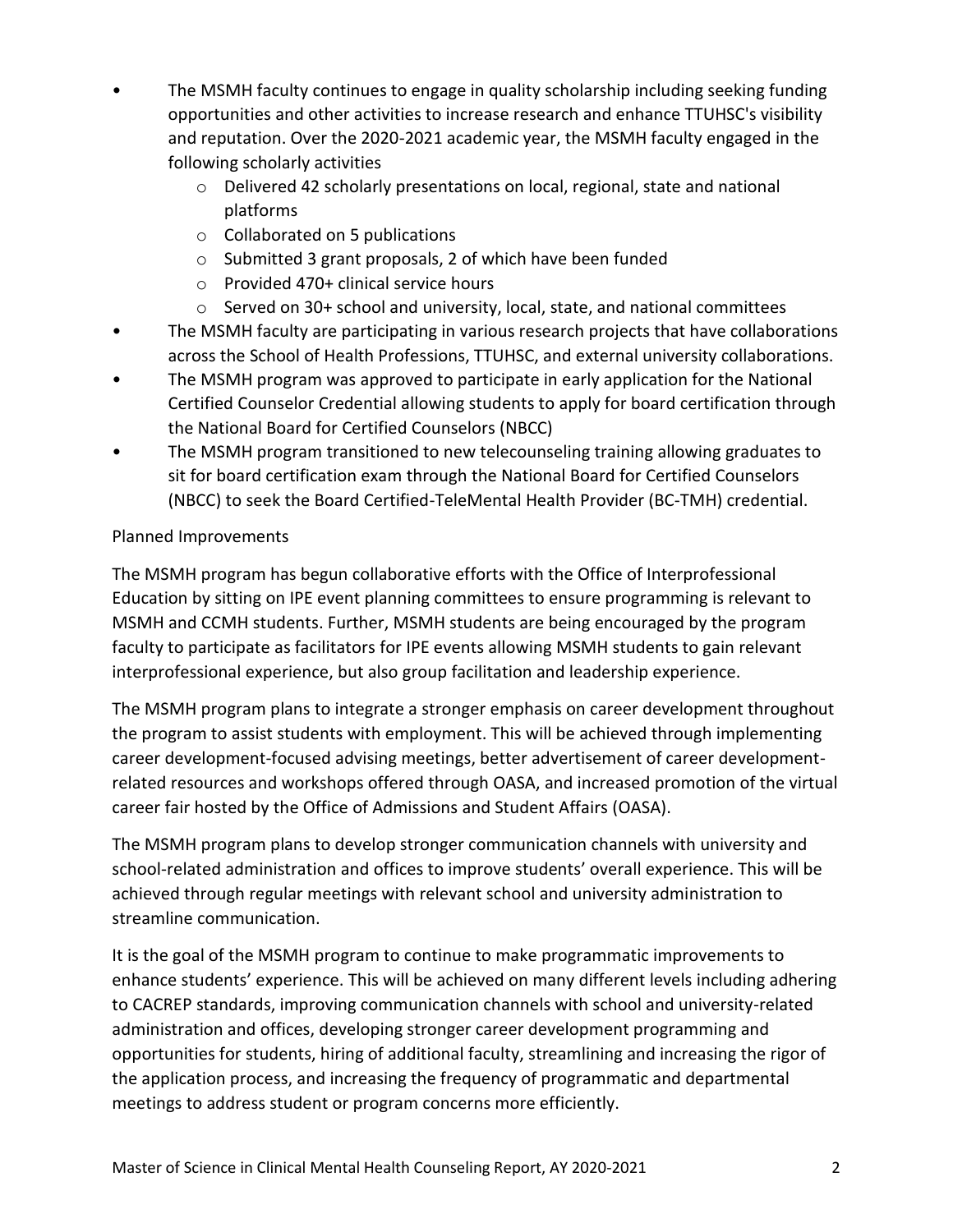- The MSMH faculty continues to engage in quality scholarship including seeking funding opportunities and other activities to increase research and enhance TTUHSC's visibility and reputation. Over the 2020-2021 academic year, the MSMH faculty engaged in the following scholarly activities
  - Delivered 42 scholarly presentations on local, regional, state and national platforms
  - Collaborated on 5 publications
  - Submitted 3 grant proposals, 2 of which have been funded
  - Provided 470+ clinical service hours
  - Served on 30+ school and university, local, state, and national committees
- The MSMH faculty are participating in various research projects that have collaborations across the School of Health Professions, TTUHSC, and external university collaborations.
- The MSMH program was approved to participate in early application for the National Certified Counselor Credential allowing students to apply for board certification through the National Board for Certified Counselors (NBCC)
- The MSMH program transitioned to new telecounseling training allowing graduates to sit for board certification exam through the National Board for Certified Counselors (NBCC) to seek the Board Certified-TeleMental Health Provider (BC-TMH) credential.

Planned Improvements

The MSMH program has begun collaborative efforts with the Office of Interprofessional Education by sitting on IPE event planning committees to ensure programming is relevant to MSMH and CCMH students. Further, MSMH students are being encouraged by the program faculty to participate as facilitators for IPE events allowing MSMH students to gain relevant interprofessional experience, but also group facilitation and leadership experience.

The MSMH program plans to integrate a stronger emphasis on career development throughout the program to assist students with employment. This will be achieved through implementing career development-focused advising meetings, better advertisement of career development-related resources and workshops offered through OASA, and increased promotion of the virtual career fair hosted by the Office of Admissions and Student Affairs (OASA).

The MSMH program plans to develop stronger communication channels with university and school-related administration and offices to improve students' overall experience. This will be achieved through regular meetings with relevant school and university administration to streamline communication.

It is the goal of the MSMH program to continue to make programmatic improvements to enhance students' experience. This will be achieved on many different levels including adhering to CACREP standards, improving communication channels with school and university-related administration and offices, developing stronger career development programming and opportunities for students, hiring of additional faculty, streamlining and increasing the rigor of the application process, and increasing the frequency of programmatic and departmental meetings to address student or program concerns more efficiently.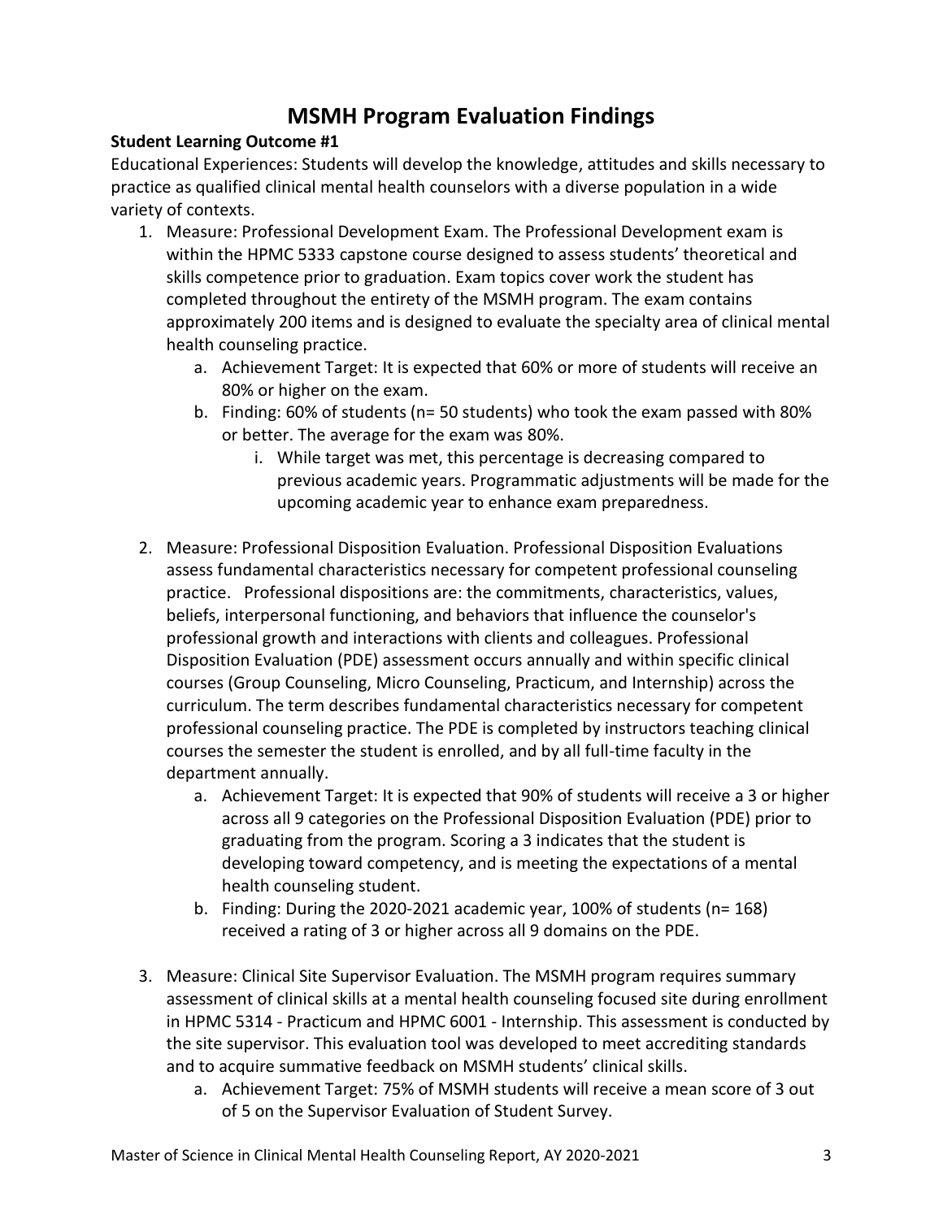# MSMH Program Evaluation Findings

**Student Learning Outcome #1**

Educational Experiences: Students will develop the knowledge, attitudes and skills necessary to practice as qualified clinical mental health counselors with a diverse population in a wide variety of contexts.

1. Measure: Professional Development Exam. The Professional Development exam is within the HPMC 5333 capstone course designed to assess students' theoretical and skills competence prior to graduation. Exam topics cover work the student has completed throughout the entirety of the MSMH program. The exam contains approximately 200 items and is designed to evaluate the specialty area of clinical mental health counseling practice.
    a. Achievement Target: It is expected that 60% or more of students will receive an 80% or higher on the exam.
    b. Finding: 60% of students (n= 50 students) who took the exam passed with 80% or better. The average for the exam was 80%.
        i. While target was met, this percentage is decreasing compared to previous academic years. Programmatic adjustments will be made for the upcoming academic year to enhance exam preparedness.

2. Measure: Professional Disposition Evaluation. Professional Disposition Evaluations assess fundamental characteristics necessary for competent professional counseling practice. Professional dispositions are: the commitments, characteristics, values, beliefs, interpersonal functioning, and behaviors that influence the counselor's professional growth and interactions with clients and colleagues. Professional Disposition Evaluation (PDE) assessment occurs annually and within specific clinical courses (Group Counseling, Micro Counseling, Practicum, and Internship) across the curriculum. The term describes fundamental characteristics necessary for competent professional counseling practice. The PDE is completed by instructors teaching clinical courses the semester the student is enrolled, and by all full-time faculty in the department annually.
    a. Achievement Target: It is expected that 90% of students will receive a 3 or higher across all 9 categories on the Professional Disposition Evaluation (PDE) prior to graduating from the program. Scoring a 3 indicates that the student is developing toward competency, and is meeting the expectations of a mental health counseling student.
    b. Finding: During the 2020-2021 academic year, 100% of students (n= 168) received a rating of 3 or higher across all 9 domains on the PDE.

3. Measure: Clinical Site Supervisor Evaluation. The MSMH program requires summary assessment of clinical skills at a mental health counseling focused site during enrollment in HPMC 5314 - Practicum and HPMC 6001 - Internship. This assessment is conducted by the site supervisor. This evaluation tool was developed to meet accrediting standards and to acquire summative feedback on MSMH students' clinical skills.
    a. Achievement Target: 75% of MSMH students will receive a mean score of 3 out of 5 on the Supervisor Evaluation of Student Survey.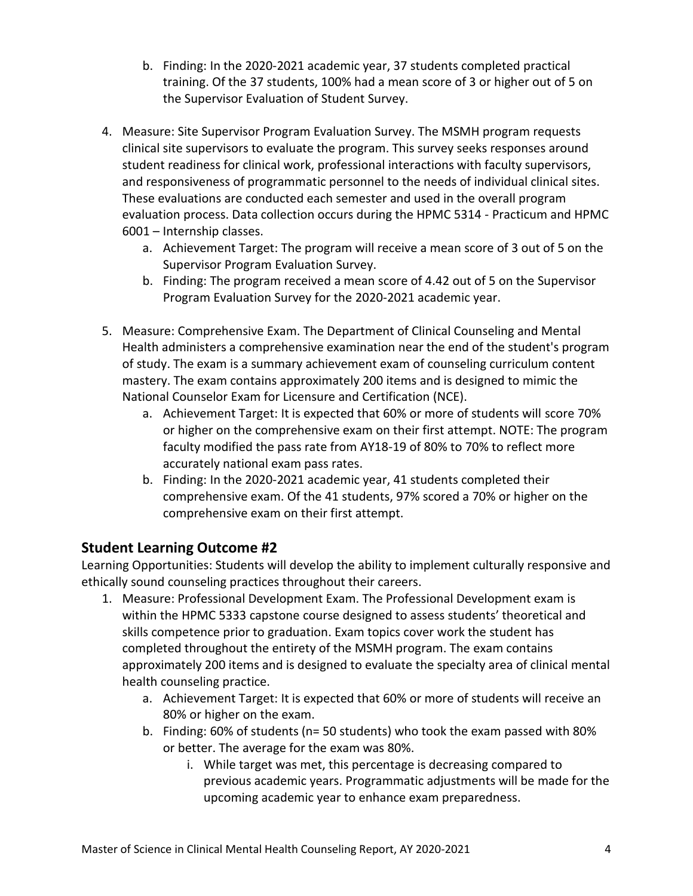b. Finding: In the 2020-2021 academic year, 37 students completed practical training. Of the 37 students, 100% had a mean score of 3 or higher out of 5 on the Supervisor Evaluation of Student Survey.

4. Measure: Site Supervisor Program Evaluation Survey. The MSMH program requests clinical site supervisors to evaluate the program. This survey seeks responses around student readiness for clinical work, professional interactions with faculty supervisors, and responsiveness of programmatic personnel to the needs of individual clinical sites. These evaluations are conducted each semester and used in the overall program evaluation process. Data collection occurs during the HPMC 5314 - Practicum and HPMC 6001 – Internship classes.
   a. Achievement Target: The program will receive a mean score of 3 out of 5 on the Supervisor Program Evaluation Survey.
   b. Finding: The program received a mean score of 4.42 out of 5 on the Supervisor Program Evaluation Survey for the 2020-2021 academic year.

5. Measure: Comprehensive Exam. The Department of Clinical Counseling and Mental Health administers a comprehensive examination near the end of the student's program of study. The exam is a summary achievement exam of counseling curriculum content mastery. The exam contains approximately 200 items and is designed to mimic the National Counselor Exam for Licensure and Certification (NCE).
   a. Achievement Target: It is expected that 60% or more of students will score 70% or higher on the comprehensive exam on their first attempt. NOTE: The program faculty modified the pass rate from AY18-19 of 80% to 70% to reflect more accurately national exam pass rates.
   b. Finding: In the 2020-2021 academic year, 41 students completed their comprehensive exam. Of the 41 students, 97% scored a 70% or higher on the comprehensive exam on their first attempt.

## Student Learning Outcome #2

Learning Opportunities: Students will develop the ability to implement culturally responsive and ethically sound counseling practices throughout their careers.

1. Measure: Professional Development Exam. The Professional Development exam is within the HPMC 5333 capstone course designed to assess students' theoretical and skills competence prior to graduation. Exam topics cover work the student has completed throughout the entirety of the MSMH program. The exam contains approximately 200 items and is designed to evaluate the specialty area of clinical mental health counseling practice.
   a. Achievement Target: It is expected that 60% or more of students will receive an 80% or higher on the exam.
   b. Finding: 60% of students (n= 50 students) who took the exam passed with 80% or better. The average for the exam was 80%.
      i. While target was met, this percentage is decreasing compared to previous academic years. Programmatic adjustments will be made for the upcoming academic year to enhance exam preparedness.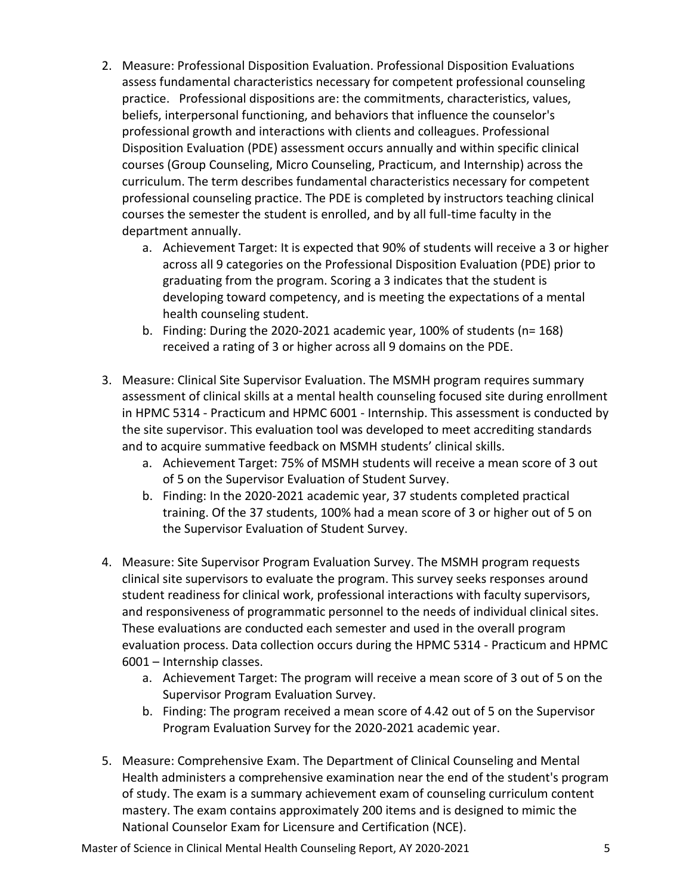2. Measure: Professional Disposition Evaluation. Professional Disposition Evaluations assess fundamental characteristics necessary for competent professional counseling practice. Professional dispositions are: the commitments, characteristics, values, beliefs, interpersonal functioning, and behaviors that influence the counselor's professional growth and interactions with clients and colleagues. Professional Disposition Evaluation (PDE) assessment occurs annually and within specific clinical courses (Group Counseling, Micro Counseling, Practicum, and Internship) across the curriculum. The term describes fundamental characteristics necessary for competent professional counseling practice. The PDE is completed by instructors teaching clinical courses the semester the student is enrolled, and by all full-time faculty in the department annually.
    a. Achievement Target: It is expected that 90% of students will receive a 3 or higher across all 9 categories on the Professional Disposition Evaluation (PDE) prior to graduating from the program. Scoring a 3 indicates that the student is developing toward competency, and is meeting the expectations of a mental health counseling student.
    b. Finding: During the 2020-2021 academic year, 100% of students (n= 168) received a rating of 3 or higher across all 9 domains on the PDE.

3. Measure: Clinical Site Supervisor Evaluation. The MSMH program requires summary assessment of clinical skills at a mental health counseling focused site during enrollment in HPMC 5314 - Practicum and HPMC 6001 - Internship. This assessment is conducted by the site supervisor. This evaluation tool was developed to meet accrediting standards and to acquire summative feedback on MSMH students' clinical skills.
    a. Achievement Target: 75% of MSMH students will receive a mean score of 3 out of 5 on the Supervisor Evaluation of Student Survey.
    b. Finding: In the 2020-2021 academic year, 37 students completed practical training. Of the 37 students, 100% had a mean score of 3 or higher out of 5 on the Supervisor Evaluation of Student Survey.

4. Measure: Site Supervisor Program Evaluation Survey. The MSMH program requests clinical site supervisors to evaluate the program. This survey seeks responses around student readiness for clinical work, professional interactions with faculty supervisors, and responsiveness of programmatic personnel to the needs of individual clinical sites. These evaluations are conducted each semester and used in the overall program evaluation process. Data collection occurs during the HPMC 5314 - Practicum and HPMC 6001 – Internship classes.
    a. Achievement Target: The program will receive a mean score of 3 out of 5 on the Supervisor Program Evaluation Survey.
    b. Finding: The program received a mean score of 4.42 out of 5 on the Supervisor Program Evaluation Survey for the 2020-2021 academic year.

5. Measure: Comprehensive Exam. The Department of Clinical Counseling and Mental Health administers a comprehensive examination near the end of the student's program of study. The exam is a summary achievement exam of counseling curriculum content mastery. The exam contains approximately 200 items and is designed to mimic the National Counselor Exam for Licensure and Certification (NCE).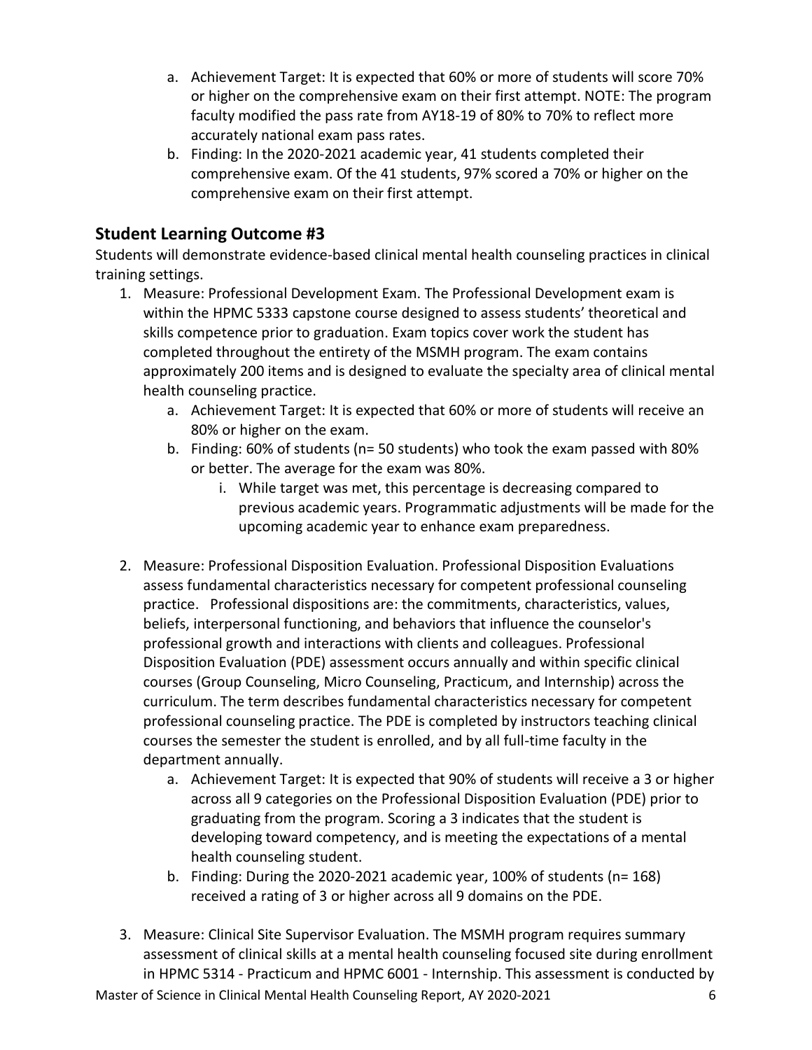a. Achievement Target: It is expected that 60% or more of students will score 70% or higher on the comprehensive exam on their first attempt. NOTE: The program faculty modified the pass rate from AY18-19 of 80% to 70% to reflect more accurately national exam pass rates.
   b. Finding: In the 2020-2021 academic year, 41 students completed their comprehensive exam. Of the 41 students, 97% scored a 70% or higher on the comprehensive exam on their first attempt.

## Student Learning Outcome #3

Students will demonstrate evidence-based clinical mental health counseling practices in clinical training settings.

1. Measure: Professional Development Exam. The Professional Development exam is within the HPMC 5333 capstone course designed to assess students' theoretical and skills competence prior to graduation. Exam topics cover work the student has completed throughout the entirety of the MSMH program. The exam contains approximately 200 items and is designed to evaluate the specialty area of clinical mental health counseling practice.
   a. Achievement Target: It is expected that 60% or more of students will receive an 80% or higher on the exam.
   b. Finding: 60% of students (n= 50 students) who took the exam passed with 80% or better. The average for the exam was 80%.
      i. While target was met, this percentage is decreasing compared to previous academic years. Programmatic adjustments will be made for the upcoming academic year to enhance exam preparedness.

2. Measure: Professional Disposition Evaluation. Professional Disposition Evaluations assess fundamental characteristics necessary for competent professional counseling practice. Professional dispositions are: the commitments, characteristics, values, beliefs, interpersonal functioning, and behaviors that influence the counselor's professional growth and interactions with clients and colleagues. Professional Disposition Evaluation (PDE) assessment occurs annually and within specific clinical courses (Group Counseling, Micro Counseling, Practicum, and Internship) across the curriculum. The term describes fundamental characteristics necessary for competent professional counseling practice. The PDE is completed by instructors teaching clinical courses the semester the student is enrolled, and by all full-time faculty in the department annually.
   a. Achievement Target: It is expected that 90% of students will receive a 3 or higher across all 9 categories on the Professional Disposition Evaluation (PDE) prior to graduating from the program. Scoring a 3 indicates that the student is developing toward competency, and is meeting the expectations of a mental health counseling student.
   b. Finding: During the 2020-2021 academic year, 100% of students (n= 168) received a rating of 3 or higher across all 9 domains on the PDE.

3. Measure: Clinical Site Supervisor Evaluation. The MSMH program requires summary assessment of clinical skills at a mental health counseling focused site during enrollment in HPMC 5314 - Practicum and HPMC 6001 - Internship. This assessment is conducted by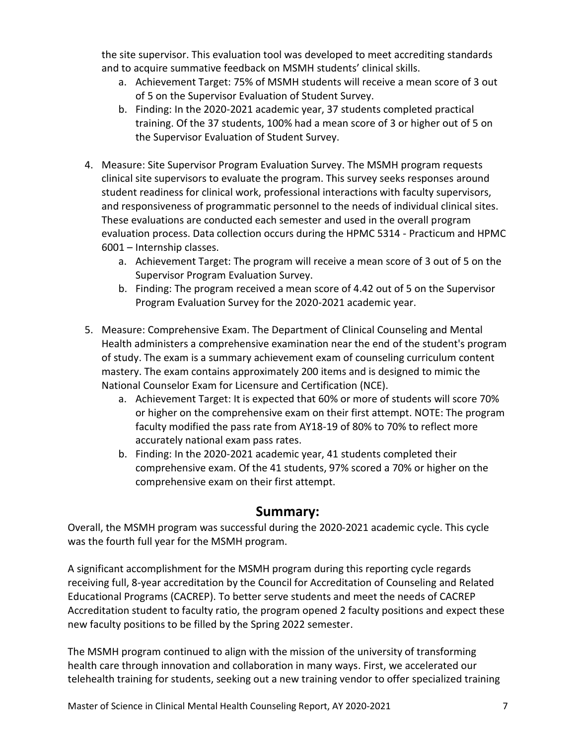the site supervisor. This evaluation tool was developed to meet accrediting standards and to acquire summative feedback on MSMH students' clinical skills.

   a. Achievement Target: 75% of MSMH students will receive a mean score of 3 out of 5 on the Supervisor Evaluation of Student Survey.
   b. Finding: In the 2020-2021 academic year, 37 students completed practical training. Of the 37 students, 100% had a mean score of 3 or higher out of 5 on the Supervisor Evaluation of Student Survey.

4. Measure: Site Supervisor Program Evaluation Survey. The MSMH program requests clinical site supervisors to evaluate the program. This survey seeks responses around student readiness for clinical work, professional interactions with faculty supervisors, and responsiveness of programmatic personnel to the needs of individual clinical sites. These evaluations are conducted each semester and used in the overall program evaluation process. Data collection occurs during the HPMC 5314 - Practicum and HPMC 6001 – Internship classes.
   a. Achievement Target: The program will receive a mean score of 3 out of 5 on the Supervisor Program Evaluation Survey.
   b. Finding: The program received a mean score of 4.42 out of 5 on the Supervisor Program Evaluation Survey for the 2020-2021 academic year.

5. Measure: Comprehensive Exam. The Department of Clinical Counseling and Mental Health administers a comprehensive examination near the end of the student's program of study. The exam is a summary achievement exam of counseling curriculum content mastery. The exam contains approximately 200 items and is designed to mimic the National Counselor Exam for Licensure and Certification (NCE).
   a. Achievement Target: It is expected that 60% or more of students will score 70% or higher on the comprehensive exam on their first attempt. NOTE: The program faculty modified the pass rate from AY18-19 of 80% to 70% to reflect more accurately national exam pass rates.
   b. Finding: In the 2020-2021 academic year, 41 students completed their comprehensive exam. Of the 41 students, 97% scored a 70% or higher on the comprehensive exam on their first attempt.

## Summary:

Overall, the MSMH program was successful during the 2020-2021 academic cycle. This cycle was the fourth full year for the MSMH program.

A significant accomplishment for the MSMH program during this reporting cycle regards receiving full, 8-year accreditation by the Council for Accreditation of Counseling and Related Educational Programs (CACREP). To better serve students and meet the needs of CACREP Accreditation student to faculty ratio, the program opened 2 faculty positions and expect these new faculty positions to be filled by the Spring 2022 semester.

The MSMH program continued to align with the mission of the university of transforming health care through innovation and collaboration in many ways. First, we accelerated our telehealth training for students, seeking out a new training vendor to offer specialized training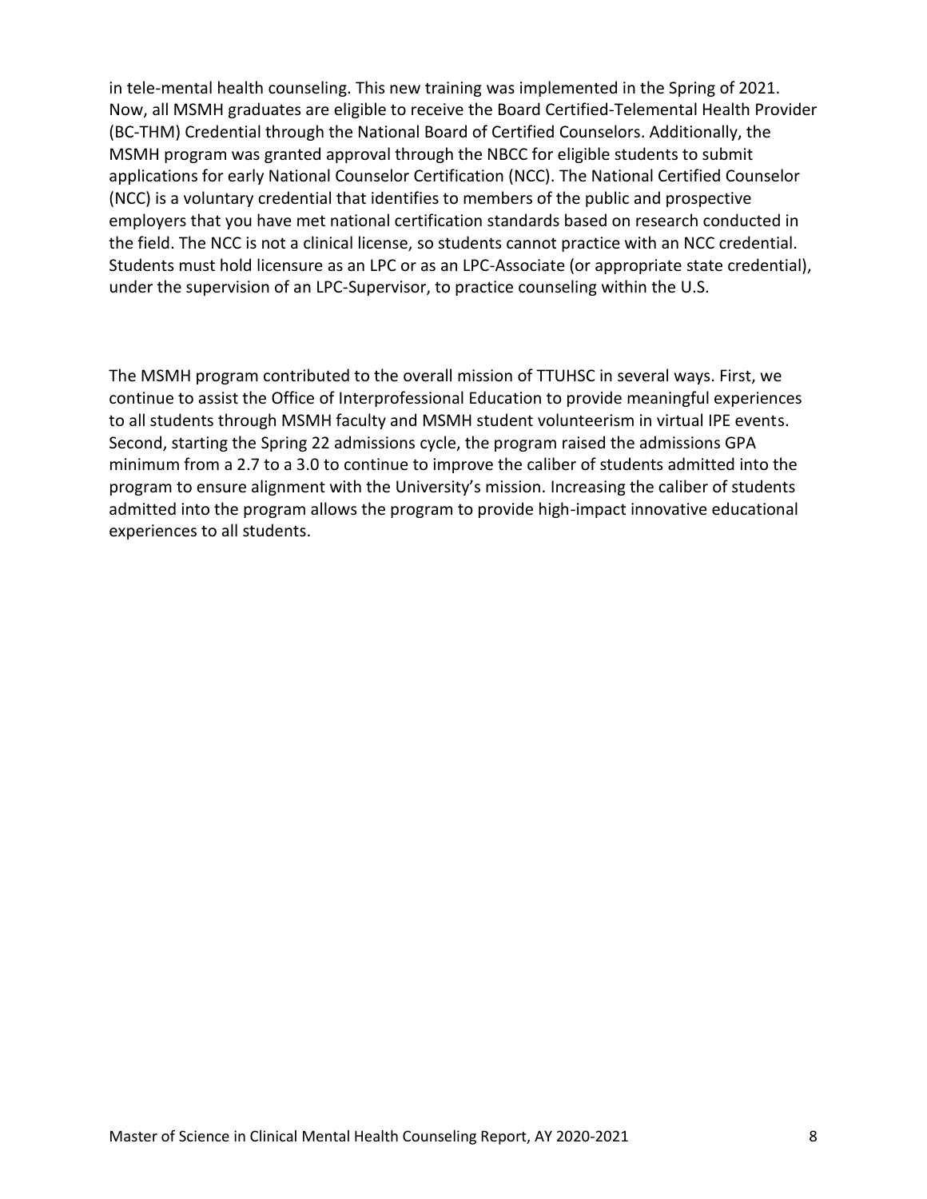in tele-mental health counseling. This new training was implemented in the Spring of 2021. Now, all MSMH graduates are eligible to receive the Board Certified-Telemental Health Provider (BC-THM) Credential through the National Board of Certified Counselors. Additionally, the MSMH program was granted approval through the NBCC for eligible students to submit applications for early National Counselor Certification (NCC). The National Certified Counselor (NCC) is a voluntary credential that identifies to members of the public and prospective employers that you have met national certification standards based on research conducted in the field. The NCC is not a clinical license, so students cannot practice with an NCC credential. Students must hold licensure as an LPC or as an LPC-Associate (or appropriate state credential), under the supervision of an LPC-Supervisor, to practice counseling within the U.S.

The MSMH program contributed to the overall mission of TTUHSC in several ways. First, we continue to assist the Office of Interprofessional Education to provide meaningful experiences to all students through MSMH faculty and MSMH student volunteerism in virtual IPE events. Second, starting the Spring 22 admissions cycle, the program raised the admissions GPA minimum from a 2.7 to a 3.0 to continue to improve the caliber of students admitted into the program to ensure alignment with the University's mission. Increasing the caliber of students admitted into the program allows the program to provide high-impact innovative educational experiences to all students.